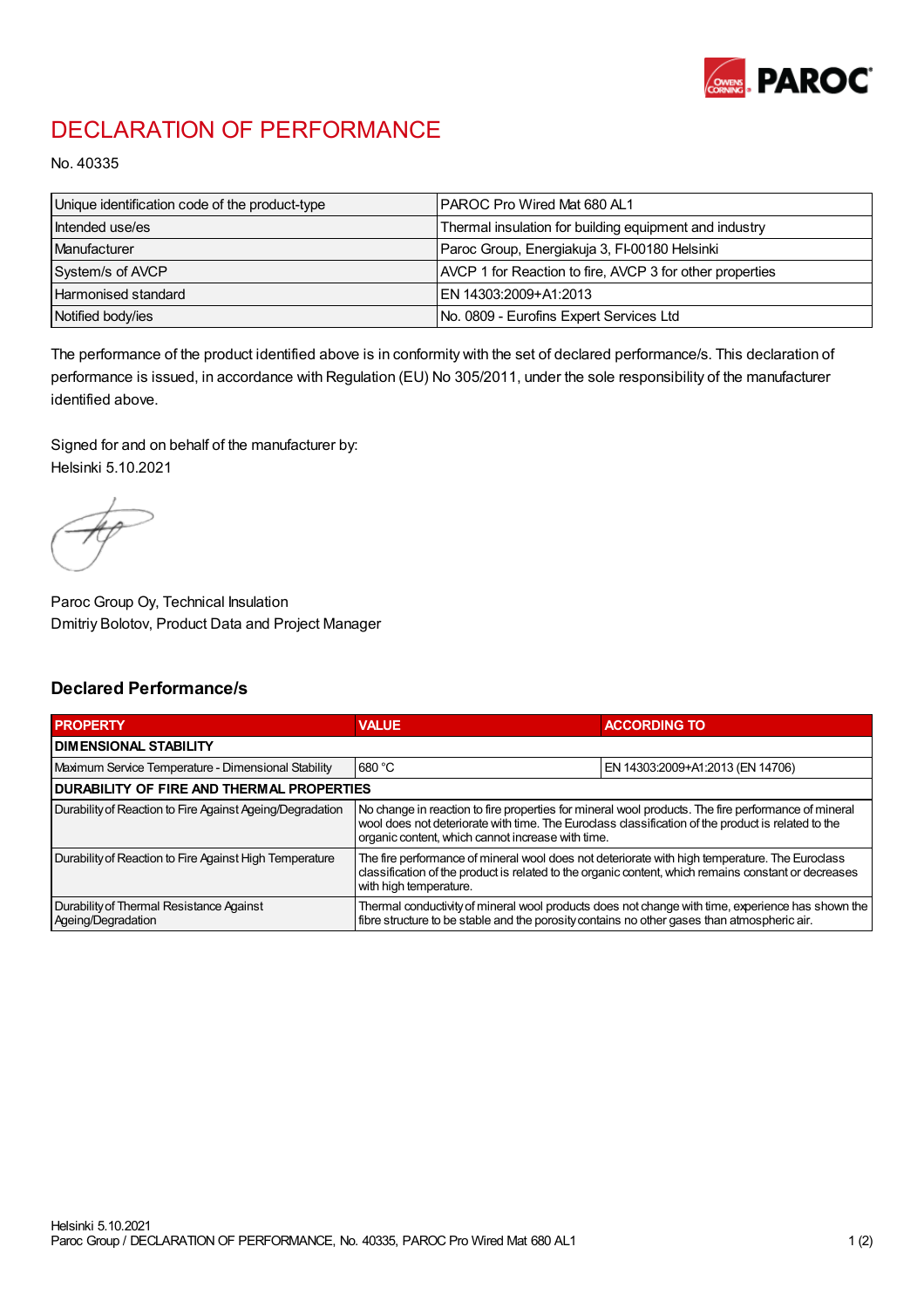# DECLARATION OF PERFORMANCE

No. 40335

| Unique identification code of the product-type | PAROC Pro Wired Mat 680 AL1 |
|---|---|
| Intended use/es | Thermal insulation for building equipment and industry |
| Manufacturer | Paroc Group, Energiakuja 3, FI-00180 Helsinki |
| System/s of AVCP | AVCP 1 for Reaction to fire, AVCP 3 for other properties |
| Harmonised standard | EN 14303:2009+A1:2013 |
| Notified body/ies | No. 0809 - Eurofins Expert Services Ltd |

The performance of the product identified above is in conformity with the set of declared performance/s. This declaration of performance is issued, in accordance with Regulation (EU) No 305/2011, under the sole responsibility of the manufacturer identified above.

Signed for and on behalf of the manufacturer by:
Helsinki 5.10.2021

Paroc Group Oy, Technical Insulation
Dmitriy Bolotov, Product Data and Project Manager

## Declared Performance/s

| PROPERTY | VALUE | ACCORDING TO |
|---|---|---|
| **DIMENSIONAL STABILITY** | | |
| Maximum Service Temperature - Dimensional Stability | 680 °C | EN 14303:2009+A1:2013 (EN 14706) |
| **DURABILITY OF FIRE AND THERMAL PROPERTIES** | | |
| Durability of Reaction to Fire Against Ageing/Degradation | No change in reaction to fire properties for mineral wool products. The fire performance of mineral wool does not deteriorate with time. The Euroclass classification of the product is related to the organic content, which cannot increase with time. | |
| Durability of Reaction to Fire Against High Temperature | The fire performance of mineral wool does not deteriorate with high temperature. The Euroclass classification of the product is related to the organic content, which remains constant or decreases with high temperature. | |
| Durability of Thermal Resistance Against Ageing/Degradation | Thermal conductivity of mineral wool products does not change with time, experience has shown the fibre structure to be stable and the porosity contains no other gases than atmospheric air. | |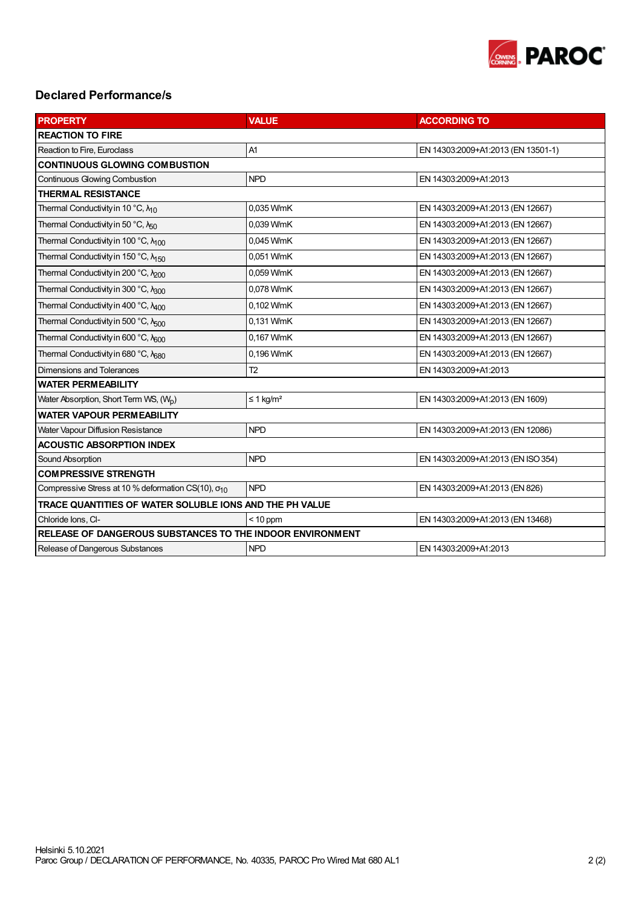## Declared Performance/s

| PROPERTY | VALUE | ACCORDING TO |
|---|---|---|
| **REACTION TO FIRE** | | |
| Reaction to Fire, Euroclass | A1 | EN 14303:2009+A1:2013 (EN 13501-1) |
| **CONTINUOUS GLOWING COMBUSTION** | | |
| Continuous Glowing Combustion | NPD | EN 14303:2009+A1:2013 |
| **THERMAL RESISTANCE** | | |
| Thermal Conductivity in 10 °C, $\lambda_{10}$ | 0,035 W/mK | EN 14303:2009+A1:2013 (EN 12667) |
| Thermal Conductivity in 50 °C, $\lambda_{50}$ | 0,039 W/mK | EN 14303:2009+A1:2013 (EN 12667) |
| Thermal Conductivity in 100 °C, $\lambda_{100}$ | 0,045 W/mK | EN 14303:2009+A1:2013 (EN 12667) |
| Thermal Conductivity in 150 °C, $\lambda_{150}$ | 0,051 W/mK | EN 14303:2009+A1:2013 (EN 12667) |
| Thermal Conductivity in 200 °C, $\lambda_{200}$ | 0,059 W/mK | EN 14303:2009+A1:2013 (EN 12667) |
| Thermal Conductivity in 300 °C, $\lambda_{300}$ | 0,078 W/mK | EN 14303:2009+A1:2013 (EN 12667) |
| Thermal Conductivity in 400 °C, $\lambda_{400}$ | 0,102 W/mK | EN 14303:2009+A1:2013 (EN 12667) |
| Thermal Conductivity in 500 °C, $\lambda_{500}$ | 0,131 W/mK | EN 14303:2009+A1:2013 (EN 12667) |
| Thermal Conductivity in 600 °C, $\lambda_{600}$ | 0,167 W/mK | EN 14303:2009+A1:2013 (EN 12667) |
| Thermal Conductivity in 680 °C, $\lambda_{680}$ | 0,196 W/mK | EN 14303:2009+A1:2013 (EN 12667) |
| Dimensions and Tolerances | T2 | EN 14303:2009+A1:2013 |
| **WATER PERMEABILITY** | | |
| Water Absorption, Short Term WS, ($W_p$) | ≤ 1 kg/m² | EN 14303:2009+A1:2013 (EN 1609) |
| **WATER VAPOUR PERMEABILITY** | | |
| Water Vapour Diffusion Resistance | NPD | EN 14303:2009+A1:2013 (EN 12086) |
| **ACOUSTIC ABSORPTION INDEX** | | |
| Sound Absorption | NPD | EN 14303:2009+A1:2013 (EN ISO 354) |
| **COMPRESSIVE STRENGTH** | | |
| Compressive Stress at 10 % deformation CS(10), $\sigma_{10}$ | NPD | EN 14303:2009+A1:2013 (EN 826) |
| **TRACE QUANTITIES OF WATER SOLUBLE IONS AND THE PH VALUE** | | |
| Chloride Ions, Cl- | < 10 ppm | EN 14303:2009+A1:2013 (EN 13468) |
| **RELEASE OF DANGEROUS SUBSTANCES TO THE INDOOR ENVIRONMENT** | | |
| Release of Dangerous Substances | NPD | EN 14303:2009+A1:2013 |

Helsinki 5.10.2021
Paroc Group / DECLARATION OF PERFORMANCE, No. 40335, PAROC Pro Wired Mat 680 AL1